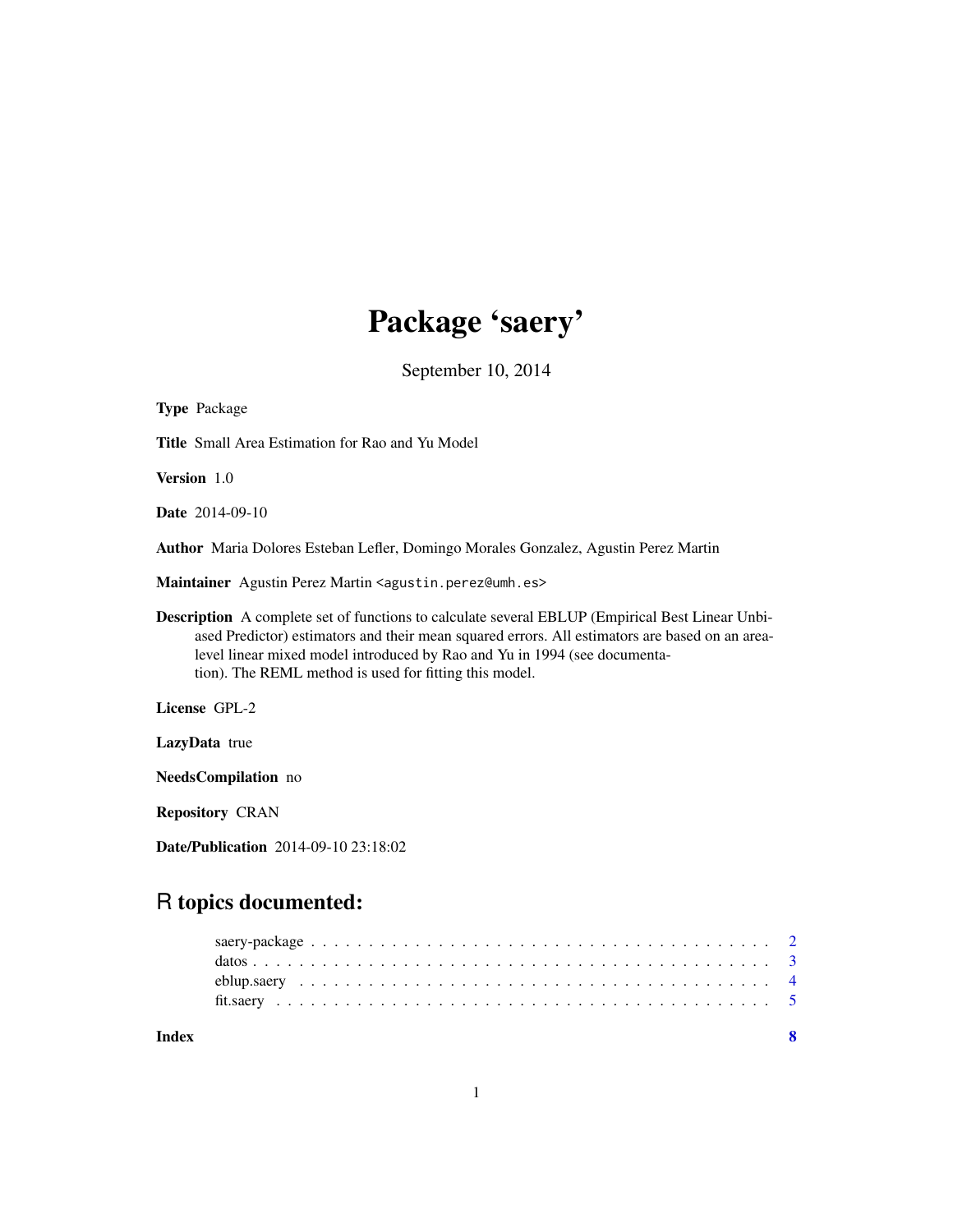# Package 'saery'

September 10, 2014

**Type** Package

**Title** Small Area Estimation for Rao and Yu Model

**Version** 1.0

**Date** 2014-09-10

**Author** Maria Dolores Esteban Lefler, Domingo Morales Gonzalez, Agustin Perez Martin

**Maintainer** Agustin Perez Martin <agustin.perez@umh.es>

**Description** A complete set of functions to calculate several EBLUP (Empirical Best Linear Unbiased Predictor) estimators and their mean squared errors. All estimators are based on an area-level linear mixed model introduced by Rao and Yu in 1994 (see documentation). The REML method is used for fitting this model.

**License** GPL-2

**LazyData** true

**NeedsCompilation** no

**Repository** CRAN

**Date/Publication** 2014-09-10 23:18:02

## R topics documented:

| | |
|---|---|
| saery-package | 2 |
| datos | 3 |
| eblup.saery | 4 |
| fit.saery | 5 |
| **Index** | **8** |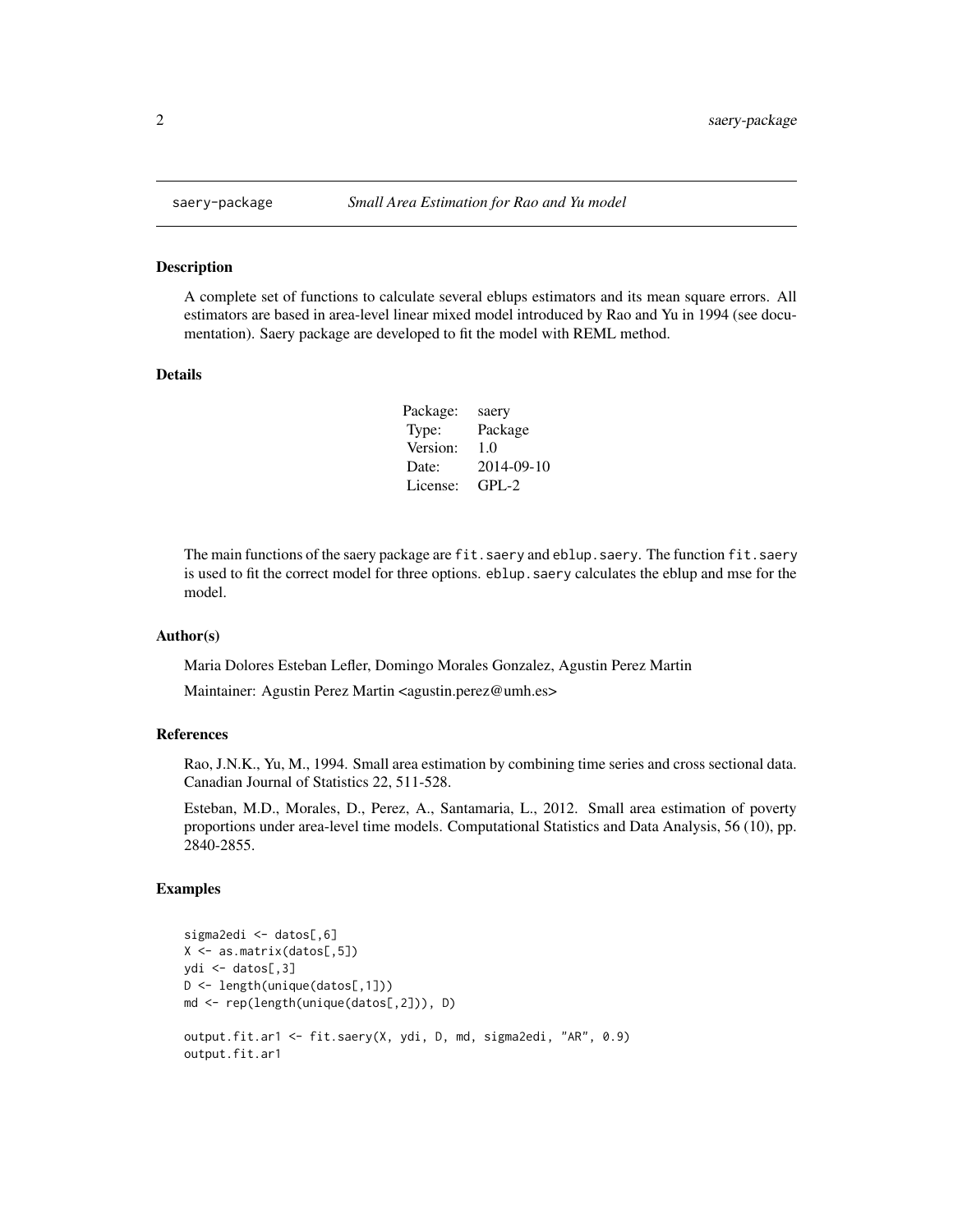# saery-package *Small Area Estimation for Rao and Yu model*

## Description

A complete set of functions to calculate several eblups estimators and its mean square errors. All estimators are based in area-level linear mixed model introduced by Rao and Yu in 1994 (see documentation). Saery package are developed to fit the model with REML method.

## Details

| Package: | saery |
|---|---|
| Type: | Package |
| Version: | 1.0 |
| Date: | 2014-09-10 |
| License: | GPL-2 |

The main functions of the saery package are `fit.saery` and `eblup.saery`. The function `fit.saery` is used to fit the correct model for three options. `eblup.saery` calculates the eblup and mse for the model.

## Author(s)

Maria Dolores Esteban Lefler, Domingo Morales Gonzalez, Agustin Perez Martin

Maintainer: Agustin Perez Martin <agustin.perez@umh.es>

## References

Rao, J.N.K., Yu, M., 1994. Small area estimation by combining time series and cross sectional data. Canadian Journal of Statistics 22, 511-528.

Esteban, M.D., Morales, D., Perez, A., Santamaria, L., 2012. Small area estimation of poverty proportions under area-level time models. Computational Statistics and Data Analysis, 56 (10), pp. 2840-2855.

## Examples

```
sigma2edi <- datos[,6]
X <- as.matrix(datos[,5])
ydi <- datos[,3]
D <- length(unique(datos[,1]))
md <- rep(length(unique(datos[,2])), D)

output.fit.ar1 <- fit.saery(X, ydi, D, md, sigma2edi, "AR", 0.9)
output.fit.ar1
```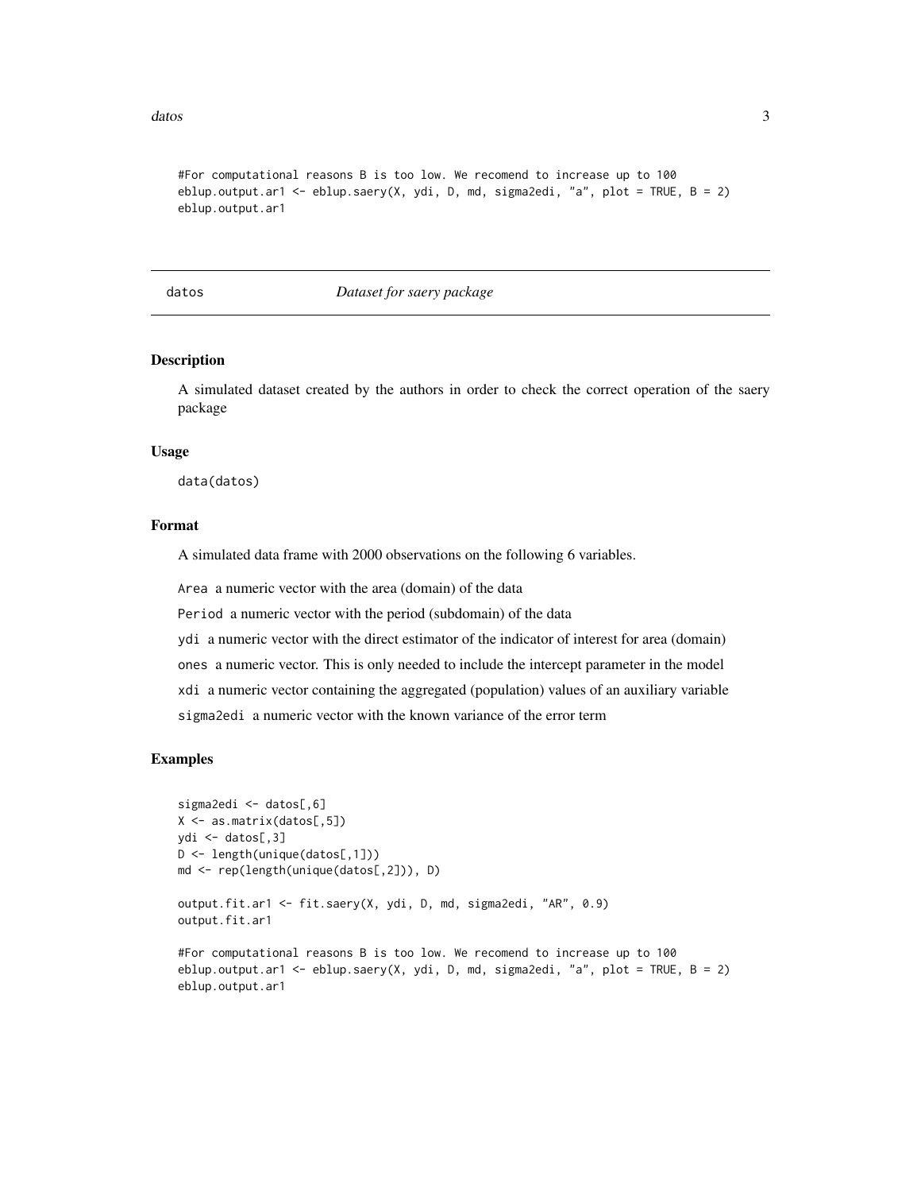```
#For computational reasons B is too low. We recomend to increase up to 100
eblup.output.ar1 <- eblup.saery(X, ydi, D, md, sigma2edi, "a", plot = TRUE, B = 2)
eblup.output.ar1
```

## datos — *Dataset for saery package*

### Description

A simulated dataset created by the authors in order to check the correct operation of the saery package

### Usage

```
data(datos)
```

### Format

A simulated data frame with 2000 observations on the following 6 variables.

`Area` a numeric vector with the area (domain) of the data

`Period` a numeric vector with the period (subdomain) of the data

`ydi` a numeric vector with the direct estimator of the indicator of interest for area (domain)

`ones` a numeric vector. This is only needed to include the intercept parameter in the model

`xdi` a numeric vector containing the aggregated (population) values of an auxiliary variable

`sigma2edi` a numeric vector with the known variance of the error term

### Examples

```
sigma2edi <- datos[,6]
X <- as.matrix(datos[,5])
ydi <- datos[,3]
D <- length(unique(datos[,1]))
md <- rep(length(unique(datos[,2])), D)

output.fit.ar1 <- fit.saery(X, ydi, D, md, sigma2edi, "AR", 0.9)
output.fit.ar1

#For computational reasons B is too low. We recomend to increase up to 100
eblup.output.ar1 <- eblup.saery(X, ydi, D, md, sigma2edi, "a", plot = TRUE, B = 2)
eblup.output.ar1
```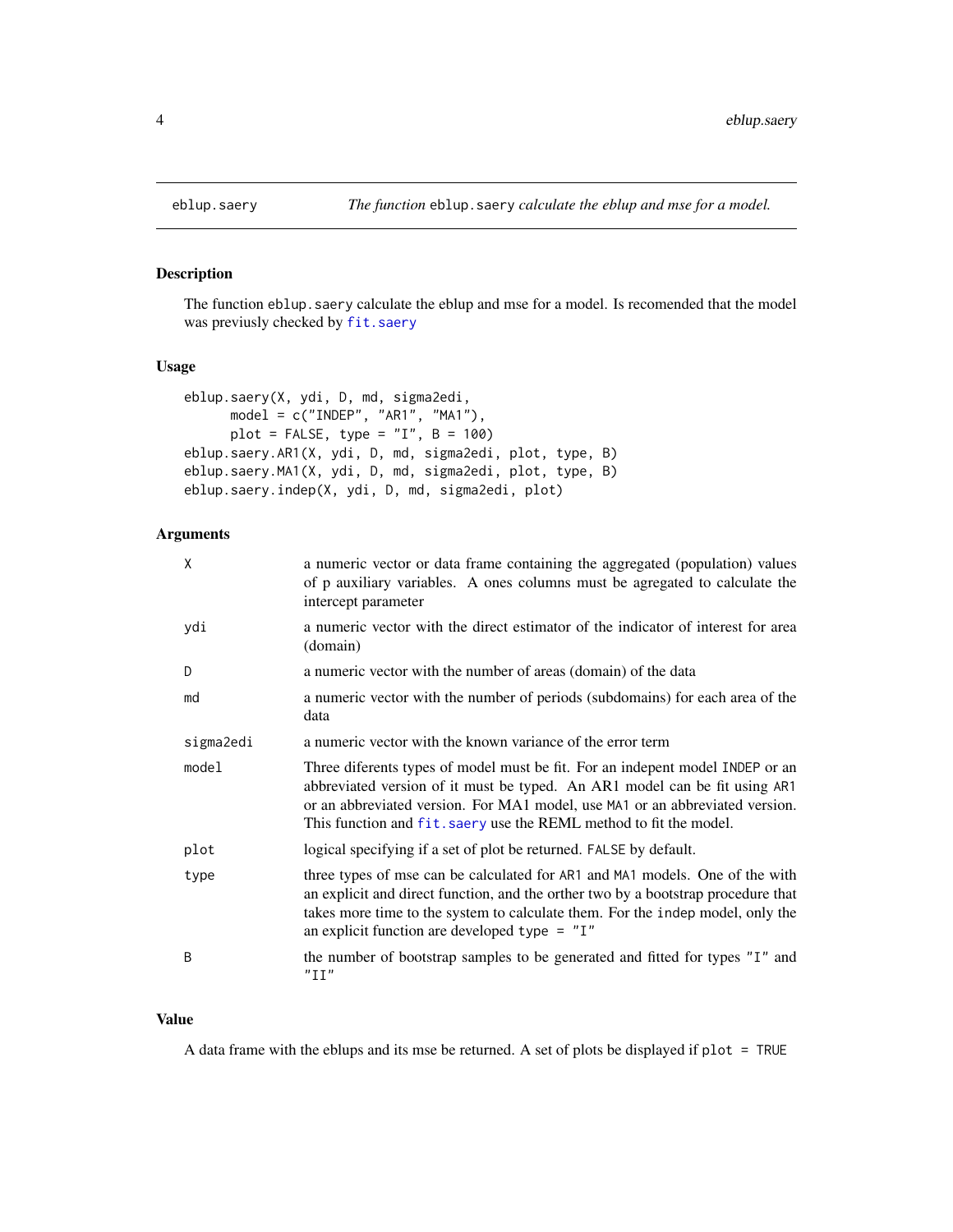# eblup.saery

*The function* `eblup.saery` *calculate the eblup and mse for a model.*

## Description

The function `eblup.saery` calculate the eblup and mse for a model. Is recomended that the model was previusly checked by `fit.saery`

## Usage

```
eblup.saery(X, ydi, D, md, sigma2edi,
      model = c("INDEP", "AR1", "MA1"),
      plot = FALSE, type = "I", B = 100)
eblup.saery.AR1(X, ydi, D, md, sigma2edi, plot, type, B)
eblup.saery.MA1(X, ydi, D, md, sigma2edi, plot, type, B)
eblup.saery.indep(X, ydi, D, md, sigma2edi, plot)
```

## Arguments

| | |
|---|---|
| `X` | a numeric vector or data frame containing the aggregated (population) values of p auxiliary variables. A ones columns must be agregated to calculate the intercept parameter |
| `ydi` | a numeric vector with the direct estimator of the indicator of interest for area (domain) |
| `D` | a numeric vector with the number of areas (domain) of the data |
| `md` | a numeric vector with the number of periods (subdomains) for each area of the data |
| `sigma2edi` | a numeric vector with the known variance of the error term |
| `model` | Three diferents types of model must be fit. For an indepent model `INDEP` or an abbreviated version of it must be typed. An AR1 model can be fit using `AR1` or an abbreviated version. For MA1 model, use `MA1` or an abbreviated version. This function and `fit.saery` use the REML method to fit the model. |
| `plot` | logical specifying if a set of plot be returned. `FALSE` by default. |
| `type` | three types of mse can be calculated for `AR1` and `MA1` models. One of the with an explicit and direct function, and the orther two by a bootstrap procedure that takes more time to the system to calculate them. For the `indep` model, only the an explicit function are developed `type = "I"` |
| `B` | the number of bootstrap samples to be generated and fitted for types `"I"` and `"II"` |

## Value

A data frame with the eblups and its mse be returned. A set of plots be displayed if `plot = TRUE`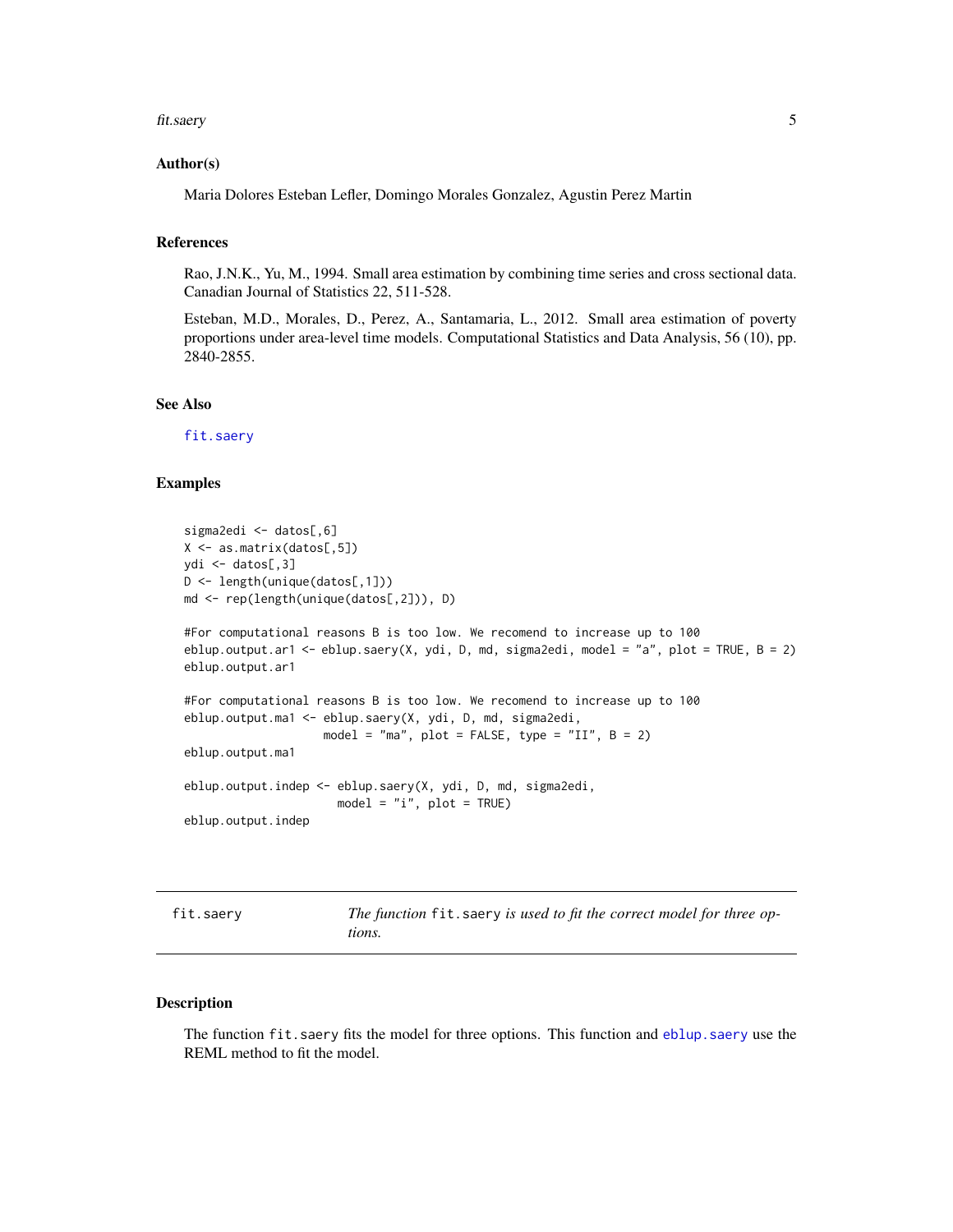### Author(s)

Maria Dolores Esteban Lefler, Domingo Morales Gonzalez, Agustin Perez Martin

### References

Rao, J.N.K., Yu, M., 1994. Small area estimation by combining time series and cross sectional data. Canadian Journal of Statistics 22, 511-528.

Esteban, M.D., Morales, D., Perez, A., Santamaria, L., 2012. Small area estimation of poverty proportions under area-level time models. Computational Statistics and Data Analysis, 56 (10), pp. 2840-2855.

### See Also

`fit.saery`

### Examples

```
sigma2edi <- datos[,6]
X <- as.matrix(datos[,5])
ydi <- datos[,3]
D <- length(unique(datos[,1]))
md <- rep(length(unique(datos[,2])), D)

#For computational reasons B is too low. We recomend to increase up to 100
eblup.output.ar1 <- eblup.saery(X, ydi, D, md, sigma2edi, model = "a", plot = TRUE, B = 2)
eblup.output.ar1

#For computational reasons B is too low. We recomend to increase up to 100
eblup.output.ma1 <- eblup.saery(X, ydi, D, md, sigma2edi,
                    model = "ma", plot = FALSE, type = "II", B = 2)
eblup.output.ma1

eblup.output.indep <- eblup.saery(X, ydi, D, md, sigma2edi,
                      model = "i", plot = TRUE)
eblup.output.indep
```

---

## fit.saery — *The function `fit.saery` is used to fit the correct model for three options.*

### Description

The function `fit.saery` fits the model for three options. This function and `eblup.saery` use the REML method to fit the model.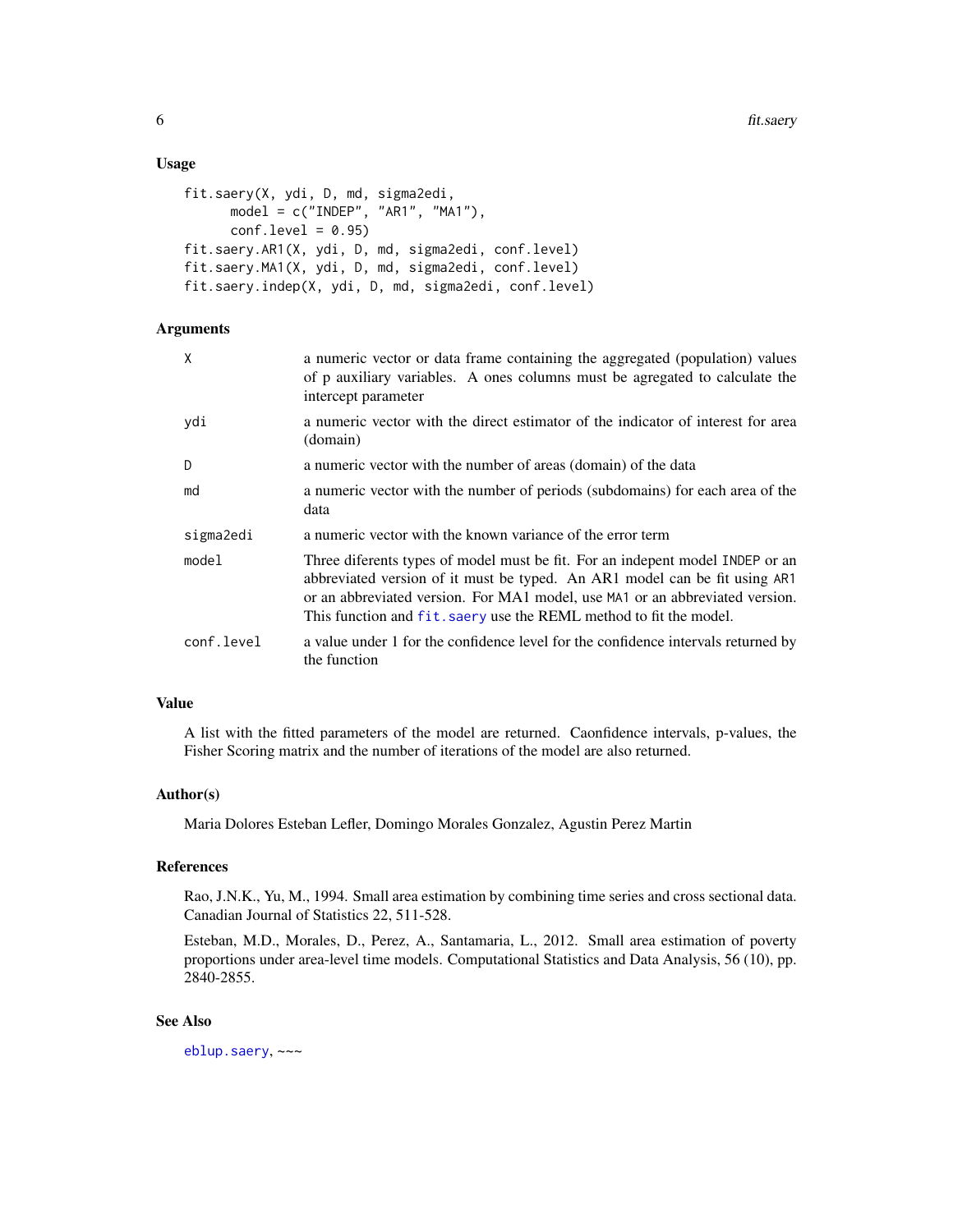## Usage

```
fit.saery(X, ydi, D, md, sigma2edi,
      model = c("INDEP", "AR1", "MA1"),
      conf.level = 0.95)
fit.saery.AR1(X, ydi, D, md, sigma2edi, conf.level)
fit.saery.MA1(X, ydi, D, md, sigma2edi, conf.level)
fit.saery.indep(X, ydi, D, md, sigma2edi, conf.level)
```

## Arguments

| | |
|---|---|
| `X` | a numeric vector or data frame containing the aggregated (population) values of p auxiliary variables. A ones columns must be agregated to calculate the intercept parameter |
| `ydi` | a numeric vector with the direct estimator of the indicator of interest for area (domain) |
| `D` | a numeric vector with the number of areas (domain) of the data |
| `md` | a numeric vector with the number of periods (subdomains) for each area of the data |
| `sigma2edi` | a numeric vector with the known variance of the error term |
| `model` | Three diferents types of model must be fit. For an indepent model `INDEP` or an abbreviated version of it must be typed. An AR1 model can be fit using `AR1` or an abbreviated version. For MA1 model, use `MA1` or an abbreviated version. This function and `fit.saery` use the REML method to fit the model. |
| `conf.level` | a value under 1 for the confidence level for the confidence intervals returned by the function |

## Value

A list with the fitted parameters of the model are returned. Caonfidence intervals, p-values, the Fisher Scoring matrix and the number of iterations of the model are also returned.

## Author(s)

Maria Dolores Esteban Lefler, Domingo Morales Gonzalez, Agustin Perez Martin

## References

Rao, J.N.K., Yu, M., 1994. Small area estimation by combining time series and cross sectional data. Canadian Journal of Statistics 22, 511-528.

Esteban, M.D., Morales, D., Perez, A., Santamaria, L., 2012. Small area estimation of poverty proportions under area-level time models. Computational Statistics and Data Analysis, 56 (10), pp. 2840-2855.

## See Also

`eblup.saery`, ~~~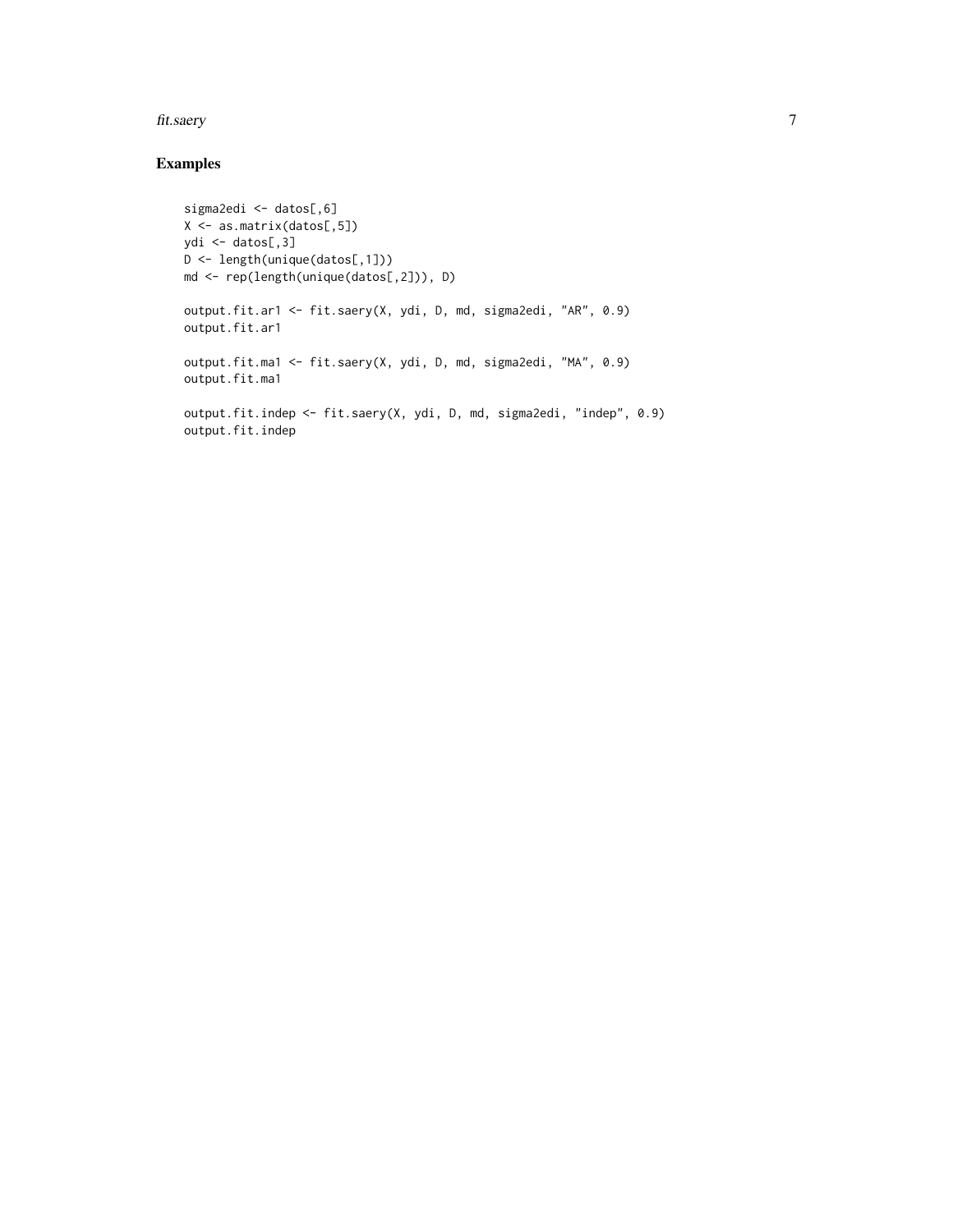## Examples

```
sigma2edi <- datos[,6]
X <- as.matrix(datos[,5])
ydi <- datos[,3]
D <- length(unique(datos[,1]))
md <- rep(length(unique(datos[,2])), D)

output.fit.ar1 <- fit.saery(X, ydi, D, md, sigma2edi, "AR", 0.9)
output.fit.ar1

output.fit.ma1 <- fit.saery(X, ydi, D, md, sigma2edi, "MA", 0.9)
output.fit.ma1

output.fit.indep <- fit.saery(X, ydi, D, md, sigma2edi, "indep", 0.9)
output.fit.indep
```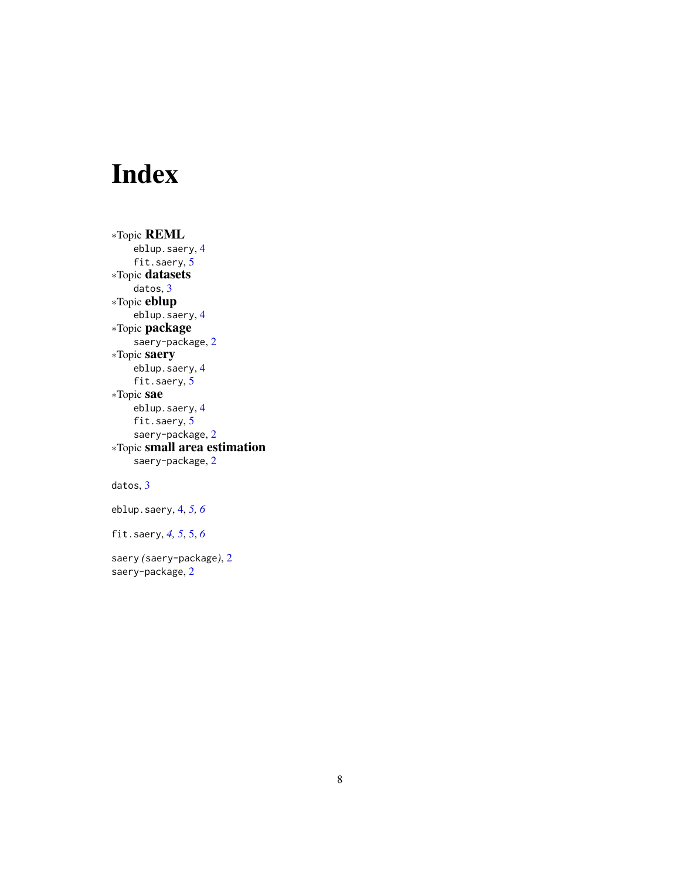# Index

*Topic **REML**
    eblup.saery, 4
    fit.saery, 5
*Topic **datasets**
    datos, 3
*Topic **eblup**
    eblup.saery, 4
*Topic **package**
    saery-package, 2
*Topic **saery**
    eblup.saery, 4
    fit.saery, 5
*Topic **sae**
    eblup.saery, 4
    fit.saery, 5
    saery-package, 2
*Topic **small area estimation**
    saery-package, 2

datos, 3

eblup.saery, 4, *5, 6*

fit.saery, *4, 5*, 5, *6*

saery *(*saery-package*)*, 2
saery-package, 2